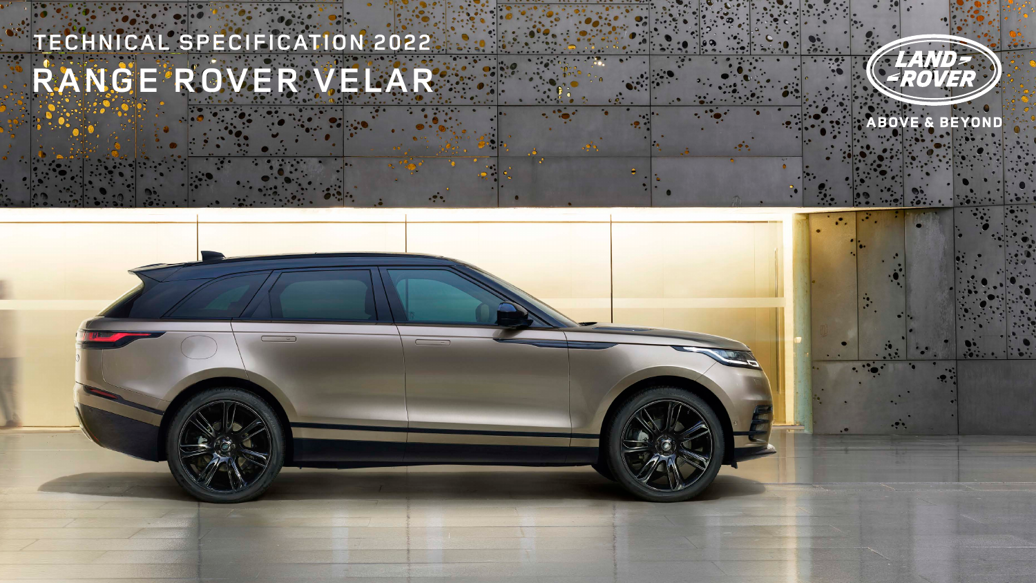TECHNICAL SPECIFICATION 2022

# RANGE ROVER VELAR

LAND ROVER

ABOVE & BEYOND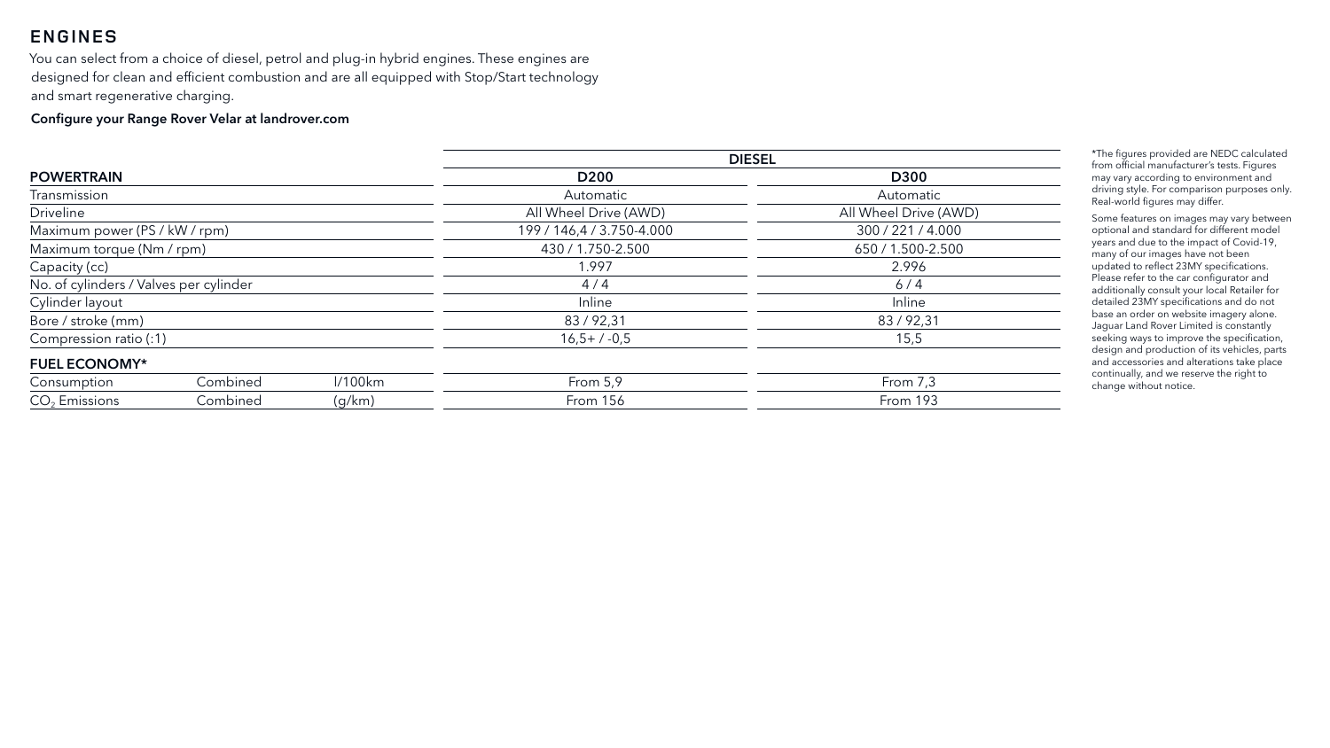## ENGINES

You can select from a choice of diesel, petrol and plug-in hybrid engines. These engines are designed for clean and efficient combustion and are all equipped with Stop/Start technology and smart regenerative charging.

**Configure your Range Rover Velar at landrover.com**

| | | | DIESEL | |
|---|---|---|---|---|
| **POWERTRAIN** | | | **D200** | **D300** |
| Transmission | | | Automatic | Automatic |
| Driveline | | | All Wheel Drive (AWD) | All Wheel Drive (AWD) |
| Maximum power (PS / kW / rpm) | | | 199 / 146,4 / 3.750-4.000 | 300 / 221 / 4.000 |
| Maximum torque (Nm / rpm) | | | 430 / 1.750-2.500 | 650 / 1.500-2.500 |
| Capacity (cc) | | | 1.997 | 2.996 |
| No. of cylinders / Valves per cylinder | | | 4 / 4 | 6 / 4 |
| Cylinder layout | | | Inline | Inline |
| Bore / stroke (mm) | | | 83 / 92,31 | 83 / 92,31 |
| Compression ratio (:1) | | | 16,5+ / -0,5 | 15,5 |
| **FUEL ECONOMY*** | | | | |
| Consumption | Combined | l/100km | From 5,9 | From 7,3 |
| $CO_2$ Emissions | Combined | (g/km) | From 156 | From 193 |

*The figures provided are NEDC calculated from official manufacturer's tests. Figures may vary according to environment and driving style. For comparison purposes only. Real-world figures may differ.

Some features on images may vary between optional and standard for different model years and due to the impact of Covid-19, many of our images have not been updated to reflect 23MY specifications. Please refer to the car configurator and additionally consult your local Retailer for detailed 23MY specifications and do not base an order on website imagery alone. Jaguar Land Rover Limited is constantly seeking ways to improve the specification, design and production of its vehicles, parts and accessories and alterations take place continually, and we reserve the right to change without notice.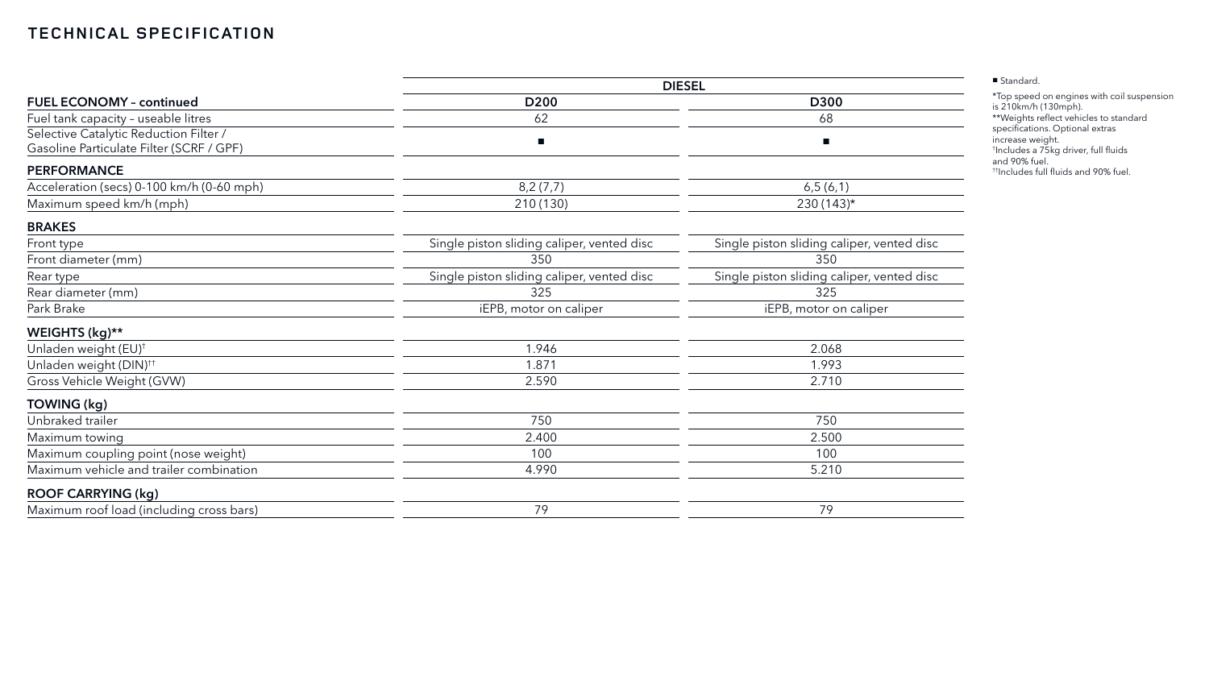# TECHNICAL SPECIFICATION

| | DIESEL | |
|---|---|---|
| **FUEL ECONOMY – continued** | **D200** | **D300** |
| Fuel tank capacity – useable litres | 62 | 68 |
| Selective Catalytic Reduction Filter / Gasoline Particulate Filter (SCRF / GPF) | ■ | ■ |
| **PERFORMANCE** | | |
| Acceleration (secs) 0-100 km/h (0-60 mph) | 8,2 (7,7) | 6,5 (6,1) |
| Maximum speed km/h (mph) | 210 (130) | 230 (143)* |
| **BRAKES** | | |
| Front type | Single piston sliding caliper, vented disc | Single piston sliding caliper, vented disc |
| Front diameter (mm) | 350 | 350 |
| Rear type | Single piston sliding caliper, vented disc | Single piston sliding caliper, vented disc |
| Rear diameter (mm) | 325 | 325 |
| Park Brake | iEPB, motor on caliper | iEPB, motor on caliper |
| **WEIGHTS (kg)**** | | |
| Unladen weight (EU)[†] | 1.946 | 2.068 |
| Unladen weight (DIN)[††] | 1.871 | 1.993 |
| Gross Vehicle Weight (GVW) | 2.590 | 2.710 |
| **TOWING (kg)** | | |
| Unbraked trailer | 750 | 750 |
| Maximum towing | 2.400 | 2.500 |
| Maximum coupling point (nose weight) | 100 | 100 |
| Maximum vehicle and trailer combination | 4.990 | 5.210 |
| **ROOF CARRYING (kg)** | | |
| Maximum roof load (including cross bars) | 79 | 79 |

■ Standard.

*Top speed on engines with coil suspension is 210km/h (130mph).

**Weights reflect vehicles to standard specifications. Optional extras increase weight.

[†]Includes a 75kg driver, full fluids and 90% fuel.

[††]Includes full fluids and 90% fuel.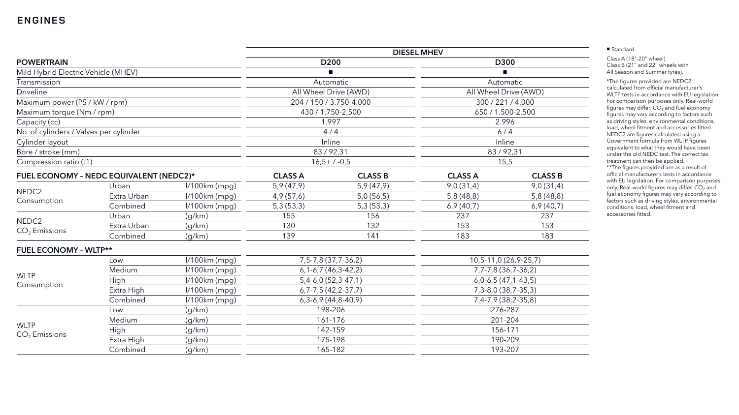## ENGINES

| POWERTRAIN | | | DIESEL MHEV | | | |
|---|---|---|---|---|---|---|
| | | | D200 | | D300 | |
| Mild Hybrid Electric Vehicle (MHEV) | | | ■ | | ■ | |
| Transmission | | | Automatic | | Automatic | |
| Driveline | | | All Wheel Drive (AWD) | | All Wheel Drive (AWD) | |
| Maximum power (PS / kW / rpm) | | | 204 / 150 / 3.750-4.000 | | 300 / 221 / 4.000 | |
| Maximum torque (Nm / rpm) | | | 430 / 1.750-2.500 | | 650 / 1.500-2.500 | |
| Capacity (cc) | | | 1.997 | | 2.996 | |
| No. of cylinders / Valves per cylinder | | | 4 / 4 | | 6 / 4 | |
| Cylinder layout | | | Inline | | Inline | |
| Bore / stroke (mm) | | | 83 / 92,31 | | 83 / 92,31 | |
| Compression ratio (:1) | | | 16,5+ / -0,5 | | 15,5 | |
| **FUEL ECONOMY – NEDC EQUIVALENT (NEDC2)*** | | | **CLASS A** | **CLASS B** | **CLASS A** | **CLASS B** |
| NEDC2 Consumption | Urban | l/100km (mpg) | 5,9 (47,9) | 5,9 (47,9) | 9,0 (31,4) | 9,0 (31,4) |
| | Extra Urban | l/100km (mpg) | 4,9 (57,6) | 5,0 (56,5) | 5,8 (48,8) | 5,8 (48,8) |
| | Combined | l/100km (mpg) | 5,3 (53,3) | 5,3 (53,3) | 6,9 (40,7) | 6,9 (40,7) |
| NEDC2 $CO_2$ Emissions | Urban | (g/km) | 155 | 156 | 237 | 237 |
| | Extra Urban | (g/km) | 130 | 132 | 153 | 153 |
| | Combined | (g/km) | 139 | 141 | 183 | 183 |
| **FUEL ECONOMY – WLTP**** | | | | | | |
| WLTP Consumption | Low | l/100km (mpg) | 7,5-7,8 (37,7-36,2) | | 10,5-11,0 (26,9-25,7) | |
| | Medium | l/100km (mpg) | 6,1-6,7 (46,3-42,2) | | 7,7-7,8 (36,7-36,2) | |
| | High | l/100km (mpg) | 5,4-6,0 (52,3-47,1) | | 6,0-6,5 (47,1-43,5) | |
| | Extra High | l/100km (mpg) | 6,7-7,5 (42,2-37,7) | | 7,3-8,0 (38,7-35,3) | |
| | Combined | l/100km (mpg) | 6,3-6,9 (44,8-40,9) | | 7,4-7,9 (38,2-35,8) | |
| WLTP $CO_2$ Emissions | Low | (g/km) | 198-206 | | 276-287 | |
| | Medium | (g/km) | 161-176 | | 201-204 | |
| | High | (g/km) | 142-159 | | 156-171 | |
| | Extra High | (g/km) | 175-198 | | 190-209 | |
| | Combined | (g/km) | 165-182 | | 193-207 | |

■ Standard.

Class A (18"-20" wheel)
Class B (21" and 22" wheels with All Season and Summer tyres).

*The figures provided are NEDC2 calculated from official manufacturer's WLTP tests in accordance with EU legislation. For comparison purposes only. Real-world figures may differ. $CO_2$ and fuel economy figures may vary according to factors such as driving styles, environmental conditions, load, wheel fitment and accessories fitted. NEDC2 are figures calculated using a Government formula from WLTP figures equivalent to what they would have been under the old NEDC test. The correct tax treatment can then be applied.

**The figures provided are as a result of official manufacturer's tests in accordance with EU legislation. For comparison purposes only. Real-world figures may differ. $CO_2$ and fuel economy figures may vary according to factors such as driving styles, environmental conditions, load, wheel fitment and accessories fitted.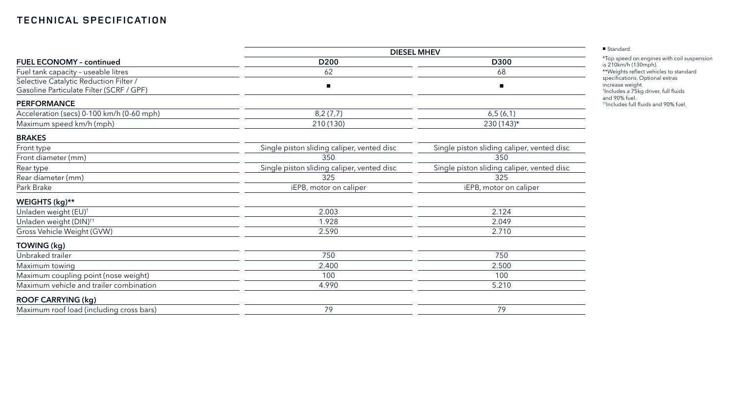# TECHNICAL SPECIFICATION

| | DIESEL MHEV | |
|---|---|---|
| **FUEL ECONOMY – continued** | **D200** | **D300** |
| Fuel tank capacity – useable litres | 62 | 68 |
| Selective Catalytic Reduction Filter / Gasoline Particulate Filter (SCRF / GPF) | ■ | ■ |
| **PERFORMANCE** | | |
| Acceleration (secs) 0-100 km/h (0-60 mph) | 8,2 (7,7) | 6,5 (6,1) |
| Maximum speed km/h (mph) | 210 (130) | 230 (143)* |
| **BRAKES** | | |
| Front type | Single piston sliding caliper, vented disc | Single piston sliding caliper, vented disc |
| Front diameter (mm) | 350 | 350 |
| Rear type | Single piston sliding caliper, vented disc | Single piston sliding caliper, vented disc |
| Rear diameter (mm) | 325 | 325 |
| Park Brake | iEPB, motor on caliper | iEPB, motor on caliper |
| **WEIGHTS (kg)**** | | |
| Unladen weight (EU)† | 2.003 | 2.124 |
| Unladen weight (DIN)†† | 1.928 | 2.049 |
| Gross Vehicle Weight (GVW) | 2.590 | 2.710 |
| **TOWING (kg)** | | |
| Unbraked trailer | 750 | 750 |
| Maximum towing | 2.400 | 2.500 |
| Maximum coupling point (nose weight) | 100 | 100 |
| Maximum vehicle and trailer combination | 4.990 | 5.210 |
| **ROOF CARRYING (kg)** | | |
| Maximum roof load (including cross bars) | 79 | 79 |

■ Standard.

*Top speed on engines with coil suspension is 210km/h (130mph).
**Weights reflect vehicles to standard specifications. Optional extras increase weight.
†Includes a 75kg driver, full fluids and 90% fuel.
††Includes full fluids and 90% fuel.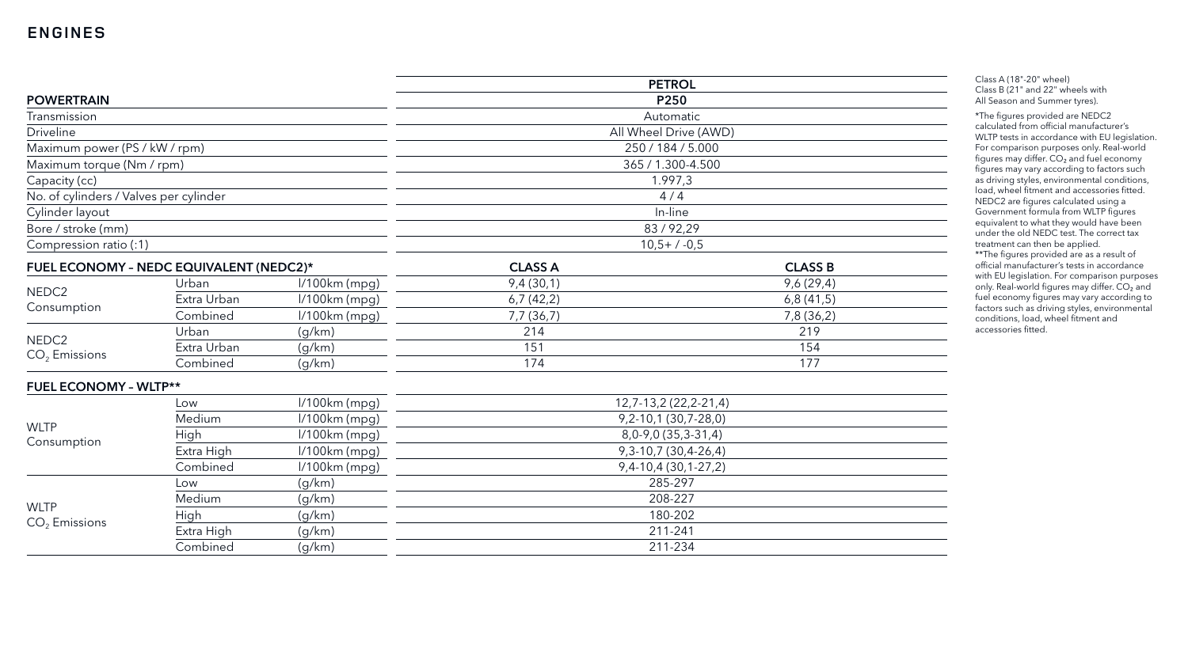# ENGINES

| POWERTRAIN | | | PETROL P250 | |
|---|---|---|---|---|
| Transmission | | | Automatic | |
| Driveline | | | All Wheel Drive (AWD) | |
| Maximum power (PS / kW / rpm) | | | 250 / 184 / 5.000 | |
| Maximum torque (Nm / rpm) | | | 365 / 1.300-4.500 | |
| Capacity (cc) | | | 1.997,3 | |
| No. of cylinders / Valves per cylinder | | | 4 / 4 | |
| Cylinder layout | | | In-line | |
| Bore / stroke (mm) | | | 83 / 92,29 | |
| Compression ratio (:1) | | | 10,5+ / -0,5 | |
| **FUEL ECONOMY – NEDC EQUIVALENT (NEDC2)*** | | | **CLASS A** | **CLASS B** |
| NEDC2 Consumption | Urban | l/100km (mpg) | 9,4 (30,1) | 9,6 (29,4) |
| | Extra Urban | l/100km (mpg) | 6,7 (42,2) | 6,8 (41,5) |
| | Combined | l/100km (mpg) | 7,7 (36,7) | 7,8 (36,2) |
| NEDC2 $CO_2$ Emissions | Urban | (g/km) | 214 | 219 |
| | Extra Urban | (g/km) | 151 | 154 |
| | Combined | (g/km) | 174 | 177 |
| **FUEL ECONOMY – WLTP**** | | | | |
| WLTP Consumption | Low | l/100km (mpg) | 12,7-13,2 (22,2-21,4) | |
| | Medium | l/100km (mpg) | 9,2-10,1 (30,7-28,0) | |
| | High | l/100km (mpg) | 8,0-9,0 (35,3-31,4) | |
| | Extra High | l/100km (mpg) | 9,3-10,7 (30,4-26,4) | |
| | Combined | l/100km (mpg) | 9,4-10,4 (30,1-27,2) | |
| WLTP $CO_2$ Emissions | Low | (g/km) | 285-297 | |
| | Medium | (g/km) | 208-227 | |
| | High | (g/km) | 180-202 | |
| | Extra High | (g/km) | 211-241 | |
| | Combined | (g/km) | 211-234 | |

Class A (18"-20" wheel)
Class B (21" and 22" wheels with All Season and Summer tyres).

*The figures provided are NEDC2 calculated from official manufacturer's WLTP tests in accordance with EU legislation. For comparison purposes only. Real-world figures may differ. $CO_2$ and fuel economy figures may vary according to factors such as driving styles, environmental conditions, load, wheel fitment and accessories fitted. NEDC2 are figures calculated using a Government formula from WLTP figures equivalent to what they would have been under the old NEDC test. The correct tax treatment can then be applied.

**The figures provided are as a result of official manufacturer's tests in accordance with EU legislation. For comparison purposes only. Real-world figures may differ. $CO_2$ and fuel economy figures may vary according to factors such as driving styles, environmental conditions, load, wheel fitment and accessories fitted.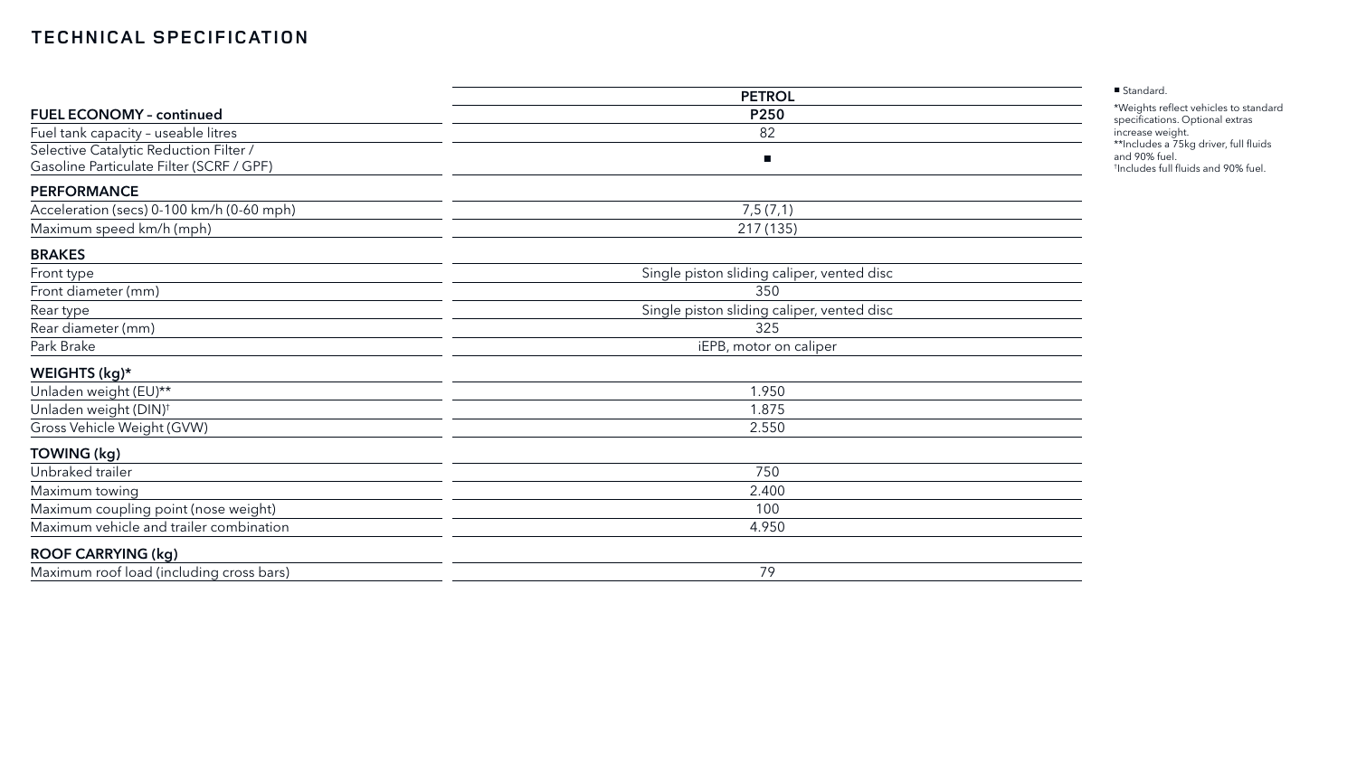# TECHNICAL SPECIFICATION

| | PETROL |
|---|---|
| **FUEL ECONOMY – continued** | **P250** |
| Fuel tank capacity – useable litres | 82 |
| Selective Catalytic Reduction Filter / Gasoline Particulate Filter (SCRF / GPF) | ■ |
| **PERFORMANCE** | |
| Acceleration (secs) 0-100 km/h (0-60 mph) | 7,5 (7,1) |
| Maximum speed km/h (mph) | 217 (135) |
| **BRAKES** | |
| Front type | Single piston sliding caliper, vented disc |
| Front diameter (mm) | 350 |
| Rear type | Single piston sliding caliper, vented disc |
| Rear diameter (mm) | 325 |
| Park Brake | iEPB, motor on caliper |
| **WEIGHTS (kg)*** | |
| Unladen weight (EU)** | 1.950 |
| Unladen weight (DIN)† | 1.875 |
| Gross Vehicle Weight (GVW) | 2.550 |
| **TOWING (kg)** | |
| Unbraked trailer | 750 |
| Maximum towing | 2.400 |
| Maximum coupling point (nose weight) | 100 |
| Maximum vehicle and trailer combination | 4.950 |
| **ROOF CARRYING (kg)** | |
| Maximum roof load (including cross bars) | 79 |

■ Standard.

*Weights reflect vehicles to standard specifications. Optional extras increase weight.
**Includes a 75kg driver, full fluids and 90% fuel.
†Includes full fluids and 90% fuel.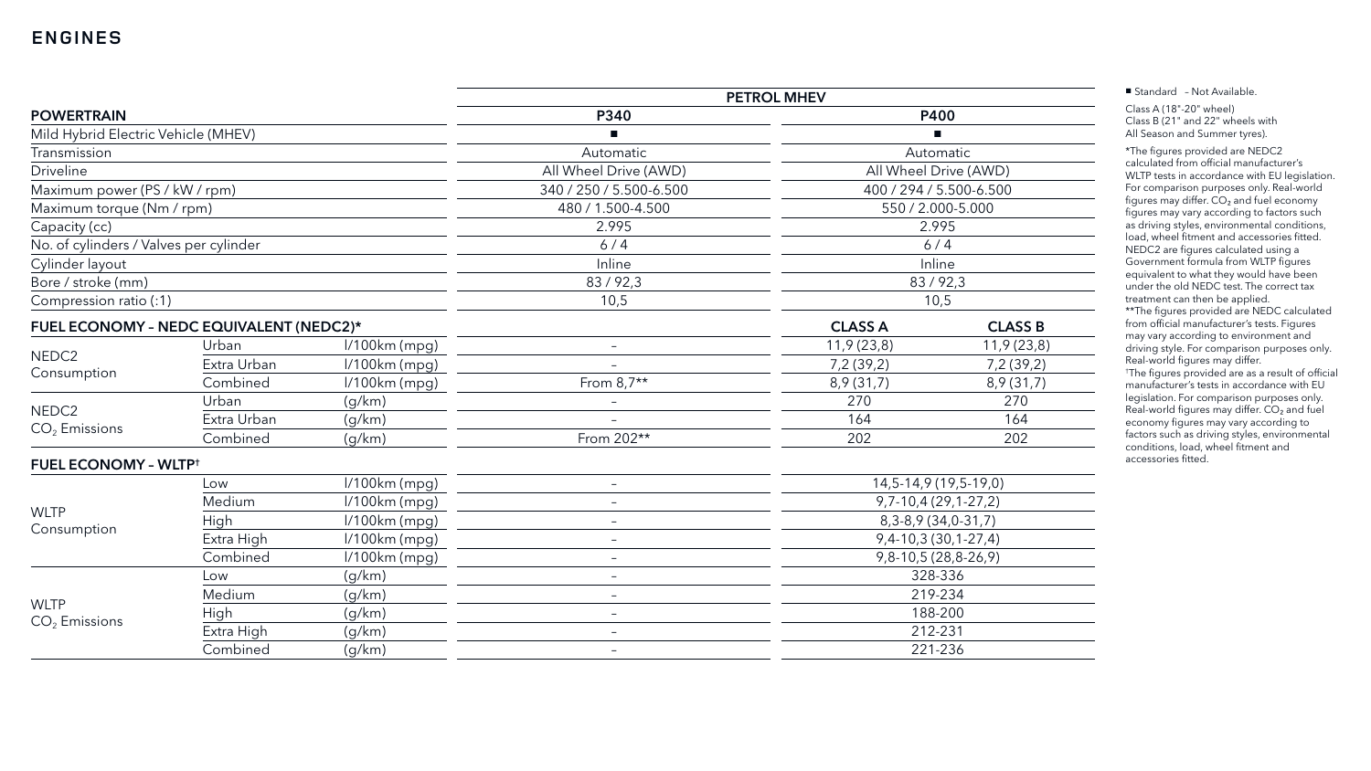# ENGINES

| POWERTRAIN | | | PETROL MHEV | | |
|---|---|---|---|---|---|
| | | | P340 | P400 | |
| Mild Hybrid Electric Vehicle (MHEV) | | | ■ | ■ | |
| Transmission | | | Automatic | Automatic | |
| Driveline | | | All Wheel Drive (AWD) | All Wheel Drive (AWD) | |
| Maximum power (PS / kW / rpm) | | | 340 / 250 / 5.500-6.500 | 400 / 294 / 5.500-6.500 | |
| Maximum torque (Nm / rpm) | | | 480 / 1.500-4.500 | 550 / 2.000-5.000 | |
| Capacity (cc) | | | 2.995 | 2.995 | |
| No. of cylinders / Valves per cylinder | | | 6 / 4 | 6 / 4 | |
| Cylinder layout | | | Inline | Inline | |
| Bore / stroke (mm) | | | 83 / 92,3 | 83 / 92,3 | |
| Compression ratio (:1) | | | 10,5 | 10,5 | |
| **FUEL ECONOMY – NEDC EQUIVALENT (NEDC2)*** | | | | **CLASS A** | **CLASS B** |
| NEDC2 Consumption | Urban | l/100km (mpg) | – | 11,9 (23,8) | 11,9 (23,8) |
| | Extra Urban | l/100km (mpg) | – | 7,2 (39,2) | 7,2 (39,2) |
| | Combined | l/100km (mpg) | From 8,7** | 8,9 (31,7) | 8,9 (31,7) |
| NEDC2 $CO_2$ Emissions | Urban | (g/km) | – | 270 | 270 |
| | Extra Urban | (g/km) | – | 164 | 164 |
| | Combined | (g/km) | From 202** | 202 | 202 |
| **FUEL ECONOMY – WLTP†** | | | | | |
| WLTP Consumption | Low | l/100km (mpg) | – | 14,5-14,9 (19,5-19,0) | |
| | Medium | l/100km (mpg) | – | 9,7-10,4 (29,1-27,2) | |
| | High | l/100km (mpg) | – | 8,3-8,9 (34,0-31,7) | |
| | Extra High | l/100km (mpg) | – | 9,4-10,3 (30,1-27,4) | |
| | Combined | l/100km (mpg) | – | 9,8-10,5 (28,8-26,9) | |
| WLTP $CO_2$ Emissions | Low | (g/km) | – | 328-336 | |
| | Medium | (g/km) | – | 219-234 | |
| | High | (g/km) | – | 188-200 | |
| | Extra High | (g/km) | – | 212-231 | |
| | Combined | (g/km) | – | 221-236 | |

■ Standard – Not Available.

Class A (18"-20" wheel)
Class B (21" and 22" wheels with All Season and Summer tyres).

*The figures provided are NEDC2 calculated from official manufacturer's WLTP tests in accordance with EU legislation. For comparison purposes only. Real-world figures may differ. $CO_2$ and fuel economy figures may vary according to factors such as driving styles, environmental conditions, load, wheel fitment and accessories fitted. NEDC2 are figures calculated using a Government formula from WLTP figures equivalent to what they would have been under the old NEDC test. The correct tax treatment can then be applied.
**The figures provided are NEDC calculated from official manufacturer's tests. Figures may vary according to environment and driving style. For comparison purposes only. Real-world figures may differ.
†The figures provided are as a result of official manufacturer's tests in accordance with EU legislation. For comparison purposes only. Real-world figures may differ. $CO_2$ and fuel economy figures may vary according to factors such as driving styles, environmental conditions, load, wheel fitment and accessories fitted.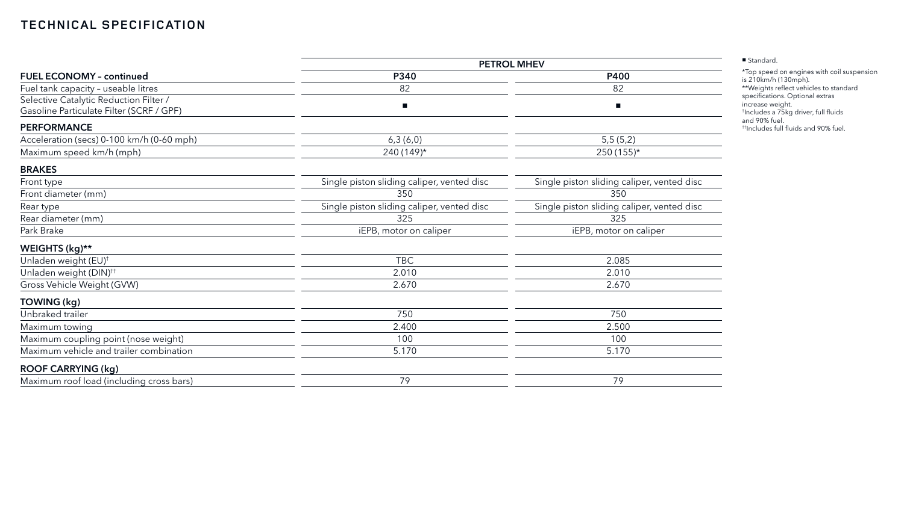# TECHNICAL SPECIFICATION

| | PETROL MHEV | |
|---|---|---|
| **FUEL ECONOMY – continued** | **P340** | **P400** |
| Fuel tank capacity – useable litres | 82 | 82 |
| Selective Catalytic Reduction Filter / Gasoline Particulate Filter (SCRF / GPF) | ■ | ■ |
| **PERFORMANCE** | | |
| Acceleration (secs) 0-100 km/h (0-60 mph) | 6,3 (6,0) | 5,5 (5,2) |
| Maximum speed km/h (mph) | 240 (149)* | 250 (155)* |
| **BRAKES** | | |
| Front type | Single piston sliding caliper, vented disc | Single piston sliding caliper, vented disc |
| Front diameter (mm) | 350 | 350 |
| Rear type | Single piston sliding caliper, vented disc | Single piston sliding caliper, vented disc |
| Rear diameter (mm) | 325 | 325 |
| Park Brake | iEPB, motor on caliper | iEPB, motor on caliper |
| **WEIGHTS (kg)**** | | |
| Unladen weight (EU)† | TBC | 2.085 |
| Unladen weight (DIN)†† | 2.010 | 2.010 |
| Gross Vehicle Weight (GVW) | 2.670 | 2.670 |
| **TOWING (kg)** | | |
| Unbraked trailer | 750 | 750 |
| Maximum towing | 2.400 | 2.500 |
| Maximum coupling point (nose weight) | 100 | 100 |
| Maximum vehicle and trailer combination | 5.170 | 5.170 |
| **ROOF CARRYING (kg)** | | |
| Maximum roof load (including cross bars) | 79 | 79 |

■ Standard.

*Top speed on engines with coil suspension is 210km/h (130mph).

**Weights reflect vehicles to standard specifications. Optional extras increase weight.

†Includes a 75kg driver, full fluids and 90% fuel.

††Includes full fluids and 90% fuel.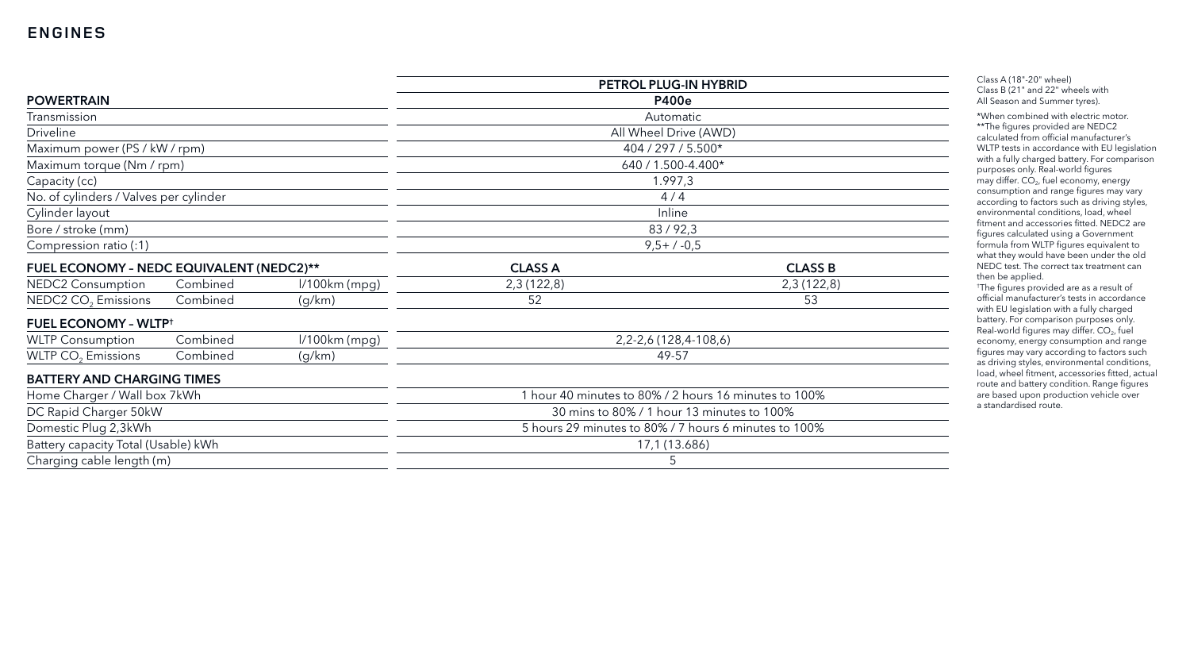# ENGINES

| POWERTRAIN | | | PETROL PLUG-IN HYBRID | |
|---|---|---|---|---|
| | | | P400e | |
| Transmission | | | Automatic | |
| Driveline | | | All Wheel Drive (AWD) | |
| Maximum power (PS / kW / rpm) | | | 404 / 297 / 5.500* | |
| Maximum torque (Nm / rpm) | | | 640 / 1.500-4.400* | |
| Capacity (cc) | | | 1.997,3 | |
| No. of cylinders / Valves per cylinder | | | 4 / 4 | |
| Cylinder layout | | | Inline | |
| Bore / stroke (mm) | | | 83 / 92,3 | |
| Compression ratio (:1) | | | 9,5+ / -0,5 | |
| **FUEL ECONOMY – NEDC EQUIVALENT (NEDC2)**** | | | **CLASS A** | **CLASS B** |
| NEDC2 Consumption | Combined | l/100km (mpg) | 2,3 (122,8) | 2,3 (122,8) |
| NEDC2 $CO_2$ Emissions | Combined | (g/km) | 52 | 53 |
| **FUEL ECONOMY – WLTP†** | | | | |
| WLTP Consumption | Combined | l/100km (mpg) | 2,2-2,6 (128,4-108,6) | |
| WLTP $CO_2$ Emissions | Combined | (g/km) | 49-57 | |
| **BATTERY AND CHARGING TIMES** | | | | |
| Home Charger / Wall box 7kWh | | | 1 hour 40 minutes to 80% / 2 hours 16 minutes to 100% | |
| DC Rapid Charger 50kW | | | 30 mins to 80% / 1 hour 13 minutes to 100% | |
| Domestic Plug 2,3kWh | | | 5 hours 29 minutes to 80% / 7 hours 6 minutes to 100% | |
| Battery capacity Total (Usable) kWh | | | 17,1 (13.686) | |
| Charging cable length (m) | | | 5 | |

Class A (18"-20" wheel)
Class B (21" and 22" wheels with All Season and Summer tyres).

*When combined with electric motor.
**The figures provided are NEDC2 calculated from official manufacturer's WLTP tests in accordance with EU legislation with a fully charged battery. For comparison purposes only. Real-world figures may differ. $CO_2$, fuel economy, energy consumption and range figures may vary according to factors such as driving styles, environmental conditions, load, wheel fitment and accessories fitted. NEDC2 are figures calculated using a Government formula from WLTP figures equivalent to what they would have been under the old NEDC test. The correct tax treatment can then be applied.
†The figures provided are as a result of official manufacturer's tests in accordance with EU legislation with a fully charged battery. For comparison purposes only. Real-world figures may differ. $CO_2$, fuel economy, energy consumption and range figures may vary according to factors such as driving styles, environmental conditions, load, wheel fitment, accessories fitted, actual route and battery condition. Range figures are based upon production vehicle over a standardised route.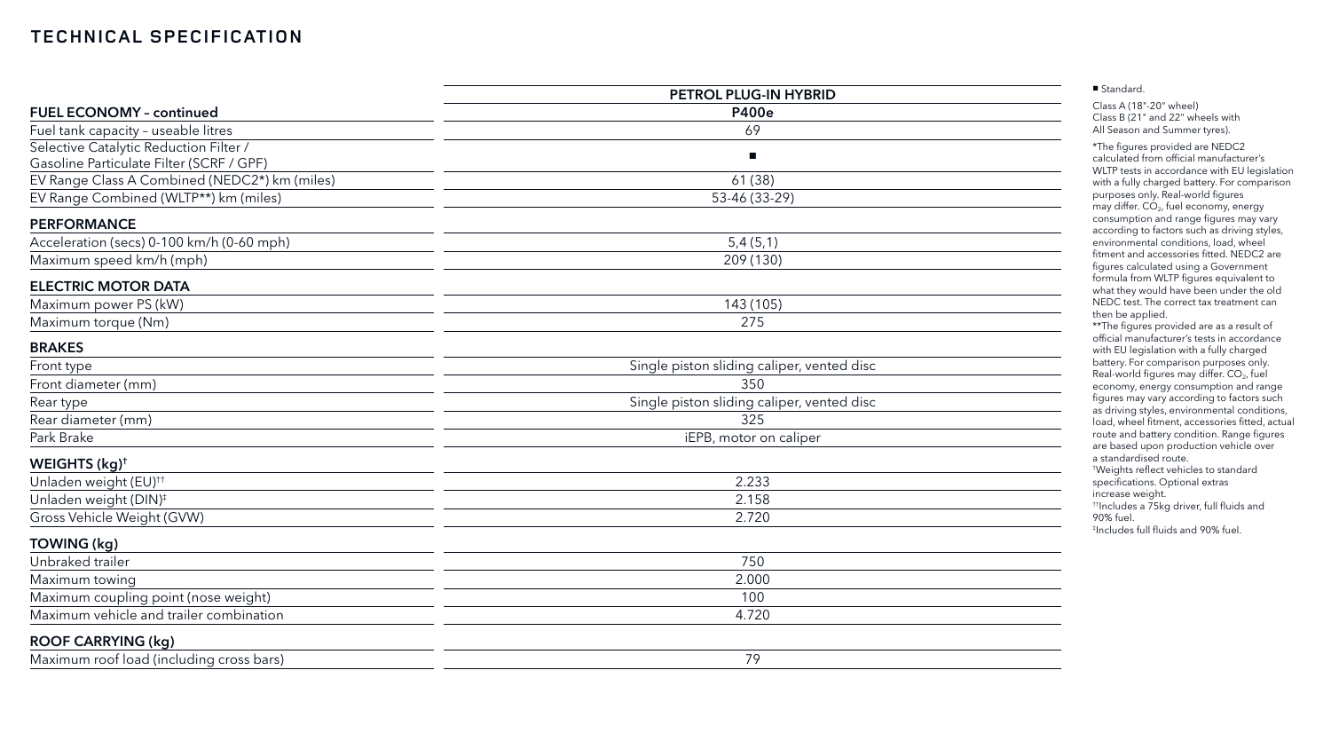# TECHNICAL SPECIFICATION

| | PETROL PLUG-IN HYBRID |
|---|---|
| **FUEL ECONOMY – continued** | **P400e** |
| Fuel tank capacity – useable litres | 69 |
| Selective Catalytic Reduction Filter / Gasoline Particulate Filter (SCRF / GPF) | ■ |
| EV Range Class A Combined (NEDC2*) km (miles) | 61 (38) |
| EV Range Combined (WLTP**) km (miles) | 53-46 (33-29) |
| **PERFORMANCE** | |
| Acceleration (secs) 0-100 km/h (0-60 mph) | 5,4 (5,1) |
| Maximum speed km/h (mph) | 209 (130) |
| **ELECTRIC MOTOR DATA** | |
| Maximum power PS (kW) | 143 (105) |
| Maximum torque (Nm) | 275 |
| **BRAKES** | |
| Front type | Single piston sliding caliper, vented disc |
| Front diameter (mm) | 350 |
| Rear type | Single piston sliding caliper, vented disc |
| Rear diameter (mm) | 325 |
| Park Brake | iEPB, motor on caliper |
| **WEIGHTS (kg)†** | |
| Unladen weight (EU)†† | 2.233 |
| Unladen weight (DIN)‡ | 2.158 |
| Gross Vehicle Weight (GVW) | 2.720 |
| **TOWING (kg)** | |
| Unbraked trailer | 750 |
| Maximum towing | 2.000 |
| Maximum coupling point (nose weight) | 100 |
| Maximum vehicle and trailer combination | 4.720 |
| **ROOF CARRYING (kg)** | |
| Maximum roof load (including cross bars) | 79 |

■ Standard.

Class A (18"-20" wheel)
Class B (21" and 22" wheels with All Season and Summer tyres).

*The figures provided are NEDC2 calculated from official manufacturer's WLTP tests in accordance with EU legislation with a fully charged battery. For comparison purposes only. Real-world figures may differ. $CO_2$, fuel economy, energy consumption and range figures may vary according to factors such as driving styles, environmental conditions, load, wheel fitment and accessories fitted. NEDC2 are figures calculated using a Government formula from WLTP figures equivalent to what they would have been under the old NEDC test. The correct tax treatment can then be applied.

**The figures provided are as a result of official manufacturer's tests in accordance with EU legislation with a fully charged battery. For comparison purposes only. Real-world figures may differ. $CO_2$, fuel economy, energy consumption and range figures may vary according to factors such as driving styles, environmental conditions, load, wheel fitment, accessories fitted, actual route and battery condition. Range figures are based upon production vehicle over a standardised route.

†Weights reflect vehicles to standard specifications. Optional extras increase weight.

††Includes a 75kg driver, full fluids and 90% fuel.

‡Includes full fluids and 90% fuel.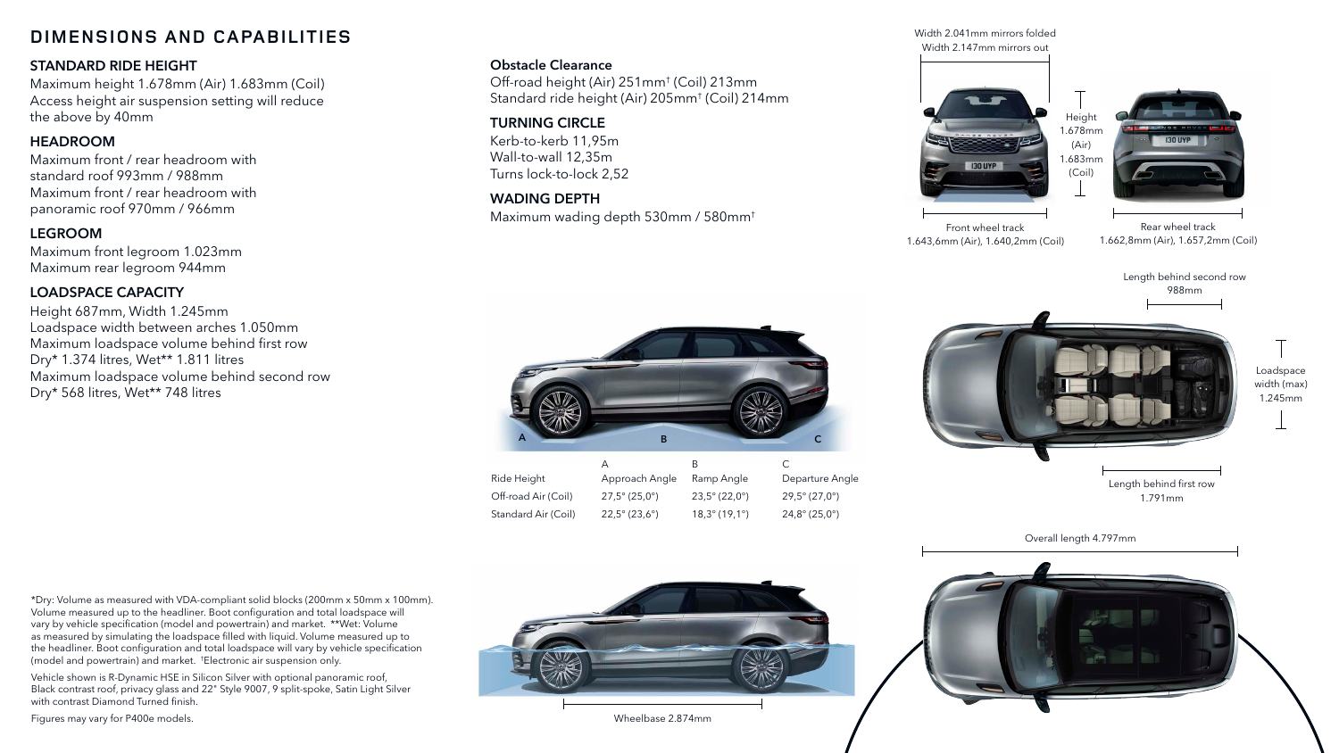# DIMENSIONS AND CAPABILITIES

## STANDARD RIDE HEIGHT

Maximum height 1.678mm (Air) 1.683mm (Coil)
Access height air suspension setting will reduce the above by 40mm

## HEADROOM

Maximum front / rear headroom with standard roof 993mm / 988mm
Maximum front / rear headroom with panoramic roof 970mm / 966mm

## LEGROOM

Maximum front legroom 1.023mm
Maximum rear legroom 944mm

## LOADSPACE CAPACITY

Height 687mm, Width 1.245mm
Loadspace width between arches 1.050mm
Maximum loadspace volume behind first row
Dry* 1.374 litres, Wet** 1.811 litres
Maximum loadspace volume behind second row
Dry* 568 litres, Wet** 748 litres

## Obstacle Clearance

Off-road height (Air) 251mm† (Coil) 213mm
Standard ride height (Air) 205mm† (Coil) 214mm

## TURNING CIRCLE

Kerb-to-kerb 11,95m
Wall-to-wall 12,35m
Turns lock-to-lock 2,52

## WADING DEPTH

Maximum wading depth 530mm / 580mm†

Width 2.041mm mirrors folded
Width 2.147mm mirrors out

Height 1.678mm (Air) 1.683mm (Coil)

Front wheel track
1.643,6mm (Air), 1.640,2mm (Coil)

Rear wheel track
1.662,8mm (Air), 1.657,2mm (Coil)

Length behind second row
988mm

Loadspace width (max)
1.245mm

Length behind first row
1.791mm

Overall length 4.797mm

| Ride Height | A Approach Angle | B Ramp Angle | C Departure Angle |
|---|---|---|---|
| Off-road Air (Coil) | 27,5° (25,0°) | 23,5° (22,0°) | 29,5° (27,0°) |
| Standard Air (Coil) | 22,5° (23,6°) | 18,3° (19,1°) | 24,8° (25,0°) |

Wheelbase 2.874mm

*Dry: Volume as measured with VDA-compliant solid blocks (200mm x 50mm x 100mm). Volume measured up to the headliner. Boot configuration and total loadspace will vary by vehicle specification (model and powertrain) and market. **Wet: Volume as measured by simulating the loadspace filled with liquid. Volume measured up to the headliner. Boot configuration and total loadspace will vary by vehicle specification (model and powertrain) and market. †Electronic air suspension only.

Vehicle shown is R-Dynamic HSE in Silicon Silver with optional panoramic roof, Black contrast roof, privacy glass and 22" Style 9007, 9 split-spoke, Satin Light Silver with contrast Diamond Turned finish.

Figures may vary for P400e models.